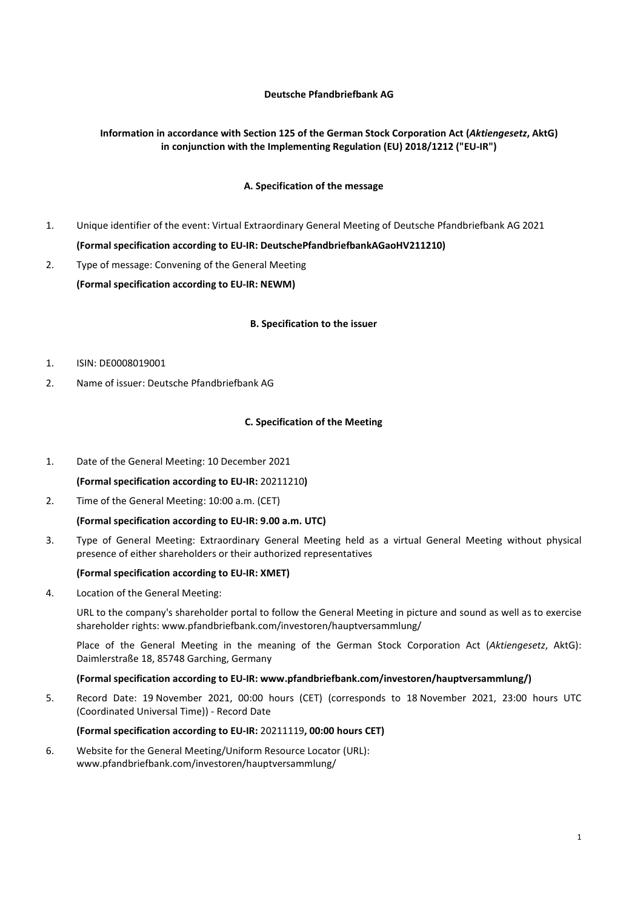**Deutsche Pfandbriefbank AG**

**Information in accordance with Section 125 of the German Stock Corporation Act (*Aktiengesetz*, AktG) in conjunction with the Implementing Regulation (EU) 2018/1212 ("EU-IR")**

**A. Specification of the message**

1. Unique identifier of the event: Virtual Extraordinary General Meeting of Deutsche Pfandbriefbank AG 2021

   **(Formal specification according to EU-IR: DeutschePfandbriefbankAGaoHV211210)**

2. Type of message: Convening of the General Meeting

   **(Formal specification according to EU-IR: NEWM)**

**B. Specification to the issuer**

1. ISIN: DE0008019001
2. Name of issuer: Deutsche Pfandbriefbank AG

**C. Specification of the Meeting**

1. Date of the General Meeting: 10 December 2021

   **(Formal specification according to EU-IR:** 20211210**)**

2. Time of the General Meeting: 10:00 a.m. (CET)

   **(Formal specification according to EU-IR: 9.00 a.m. UTC)**

3. Type of General Meeting: Extraordinary General Meeting held as a virtual General Meeting without physical presence of either shareholders or their authorized representatives

   **(Formal specification according to EU-IR: XMET)**

4. Location of the General Meeting:

   URL to the company's shareholder portal to follow the General Meeting in picture and sound as well as to exercise shareholder rights: www.pfandbriefbank.com/investoren/hauptversammlung/

   Place of the General Meeting in the meaning of the German Stock Corporation Act (*Aktiengesetz*, AktG): Daimlerstraße 18, 85748 Garching, Germany

   **(Formal specification according to EU-IR: www.pfandbriefbank.com/investoren/hauptversammlung/)**

5. Record Date: 19 November 2021, 00:00 hours (CET) (corresponds to 18 November 2021, 23:00 hours UTC (Coordinated Universal Time)) - Record Date

   **(Formal specification according to EU-IR:** 20211119**, 00:00 hours CET)**

6. Website for the General Meeting/Uniform Resource Locator (URL): www.pfandbriefbank.com/investoren/hauptversammlung/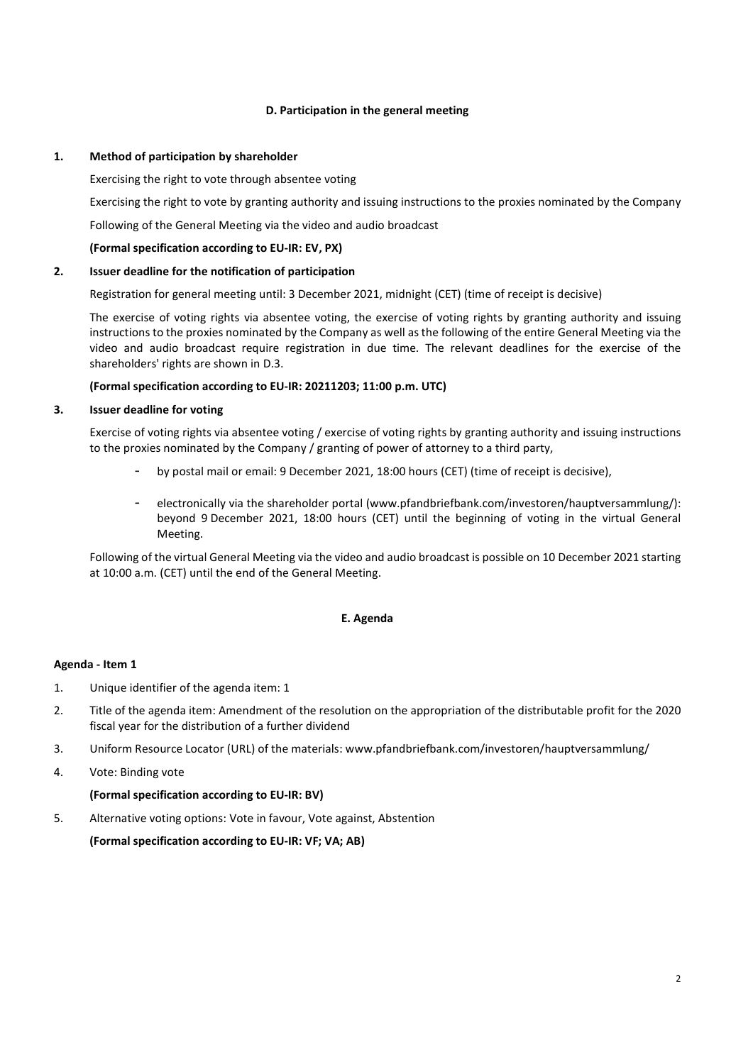## D. Participation in the general meeting

**1. Method of participation by shareholder**

Exercising the right to vote through absentee voting

Exercising the right to vote by granting authority and issuing instructions to the proxies nominated by the Company

Following of the General Meeting via the video and audio broadcast

**(Formal specification according to EU-IR: EV, PX)**

**2. Issuer deadline for the notification of participation**

Registration for general meeting until: 3 December 2021, midnight (CET) (time of receipt is decisive)

The exercise of voting rights via absentee voting, the exercise of voting rights by granting authority and issuing instructions to the proxies nominated by the Company as well as the following of the entire General Meeting via the video and audio broadcast require registration in due time. The relevant deadlines for the exercise of the shareholders' rights are shown in D.3.

**(Formal specification according to EU-IR: 20211203; 11:00 p.m. UTC)**

**3. Issuer deadline for voting**

Exercise of voting rights via absentee voting / exercise of voting rights by granting authority and issuing instructions to the proxies nominated by the Company / granting of power of attorney to a third party,

- by postal mail or email: 9 December 2021, 18:00 hours (CET) (time of receipt is decisive),
- electronically via the shareholder portal (www.pfandbriefbank.com/investoren/hauptversammlung/): beyond 9 December 2021, 18:00 hours (CET) until the beginning of voting in the virtual General Meeting.

Following of the virtual General Meeting via the video and audio broadcast is possible on 10 December 2021 starting at 10:00 a.m. (CET) until the end of the General Meeting.

## E. Agenda

**Agenda - Item 1**

1. Unique identifier of the agenda item: 1
2. Title of the agenda item: Amendment of the resolution on the appropriation of the distributable profit for the 2020 fiscal year for the distribution of a further dividend
3. Uniform Resource Locator (URL) of the materials: www.pfandbriefbank.com/investoren/hauptversammlung/
4. Vote: Binding vote

   **(Formal specification according to EU-IR: BV)**

5. Alternative voting options: Vote in favour, Vote against, Abstention

   **(Formal specification according to EU-IR: VF; VA; AB)**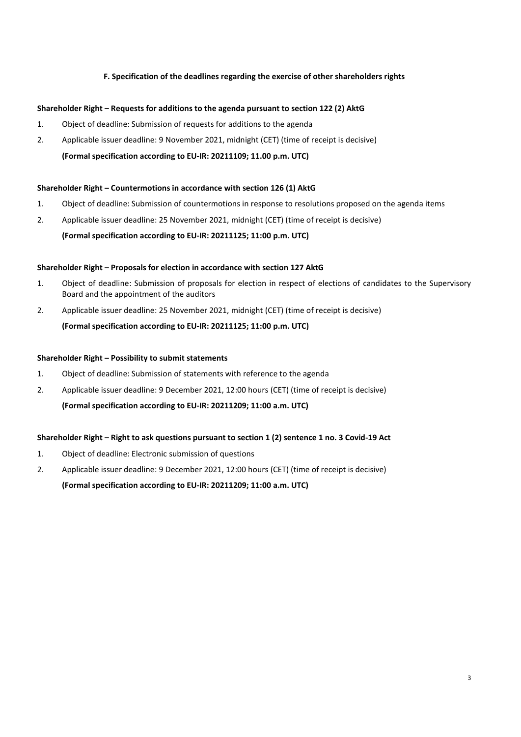## F. Specification of the deadlines regarding the exercise of other shareholders rights

**Shareholder Right – Requests for additions to the agenda pursuant to section 122 (2) AktG**

1. Object of deadline: Submission of requests for additions to the agenda
2. Applicable issuer deadline: 9 November 2021, midnight (CET) (time of receipt is decisive)

   **(Formal specification according to EU-IR: 20211109; 11.00 p.m. UTC)**

**Shareholder Right – Countermotions in accordance with section 126 (1) AktG**

1. Object of deadline: Submission of countermotions in response to resolutions proposed on the agenda items
2. Applicable issuer deadline: 25 November 2021, midnight (CET) (time of receipt is decisive)

   **(Formal specification according to EU-IR: 20211125; 11:00 p.m. UTC)**

**Shareholder Right – Proposals for election in accordance with section 127 AktG**

1. Object of deadline: Submission of proposals for election in respect of elections of candidates to the Supervisory Board and the appointment of the auditors
2. Applicable issuer deadline: 25 November 2021, midnight (CET) (time of receipt is decisive)

   **(Formal specification according to EU-IR: 20211125; 11:00 p.m. UTC)**

**Shareholder Right – Possibility to submit statements**

1. Object of deadline: Submission of statements with reference to the agenda
2. Applicable issuer deadline: 9 December 2021, 12:00 hours (CET) (time of receipt is decisive)

   **(Formal specification according to EU-IR: 20211209; 11:00 a.m. UTC)**

**Shareholder Right – Right to ask questions pursuant to section 1 (2) sentence 1 no. 3 Covid-19 Act**

1. Object of deadline: Electronic submission of questions
2. Applicable issuer deadline: 9 December 2021, 12:00 hours (CET) (time of receipt is decisive)

   **(Formal specification according to EU-IR: 20211209; 11:00 a.m. UTC)**